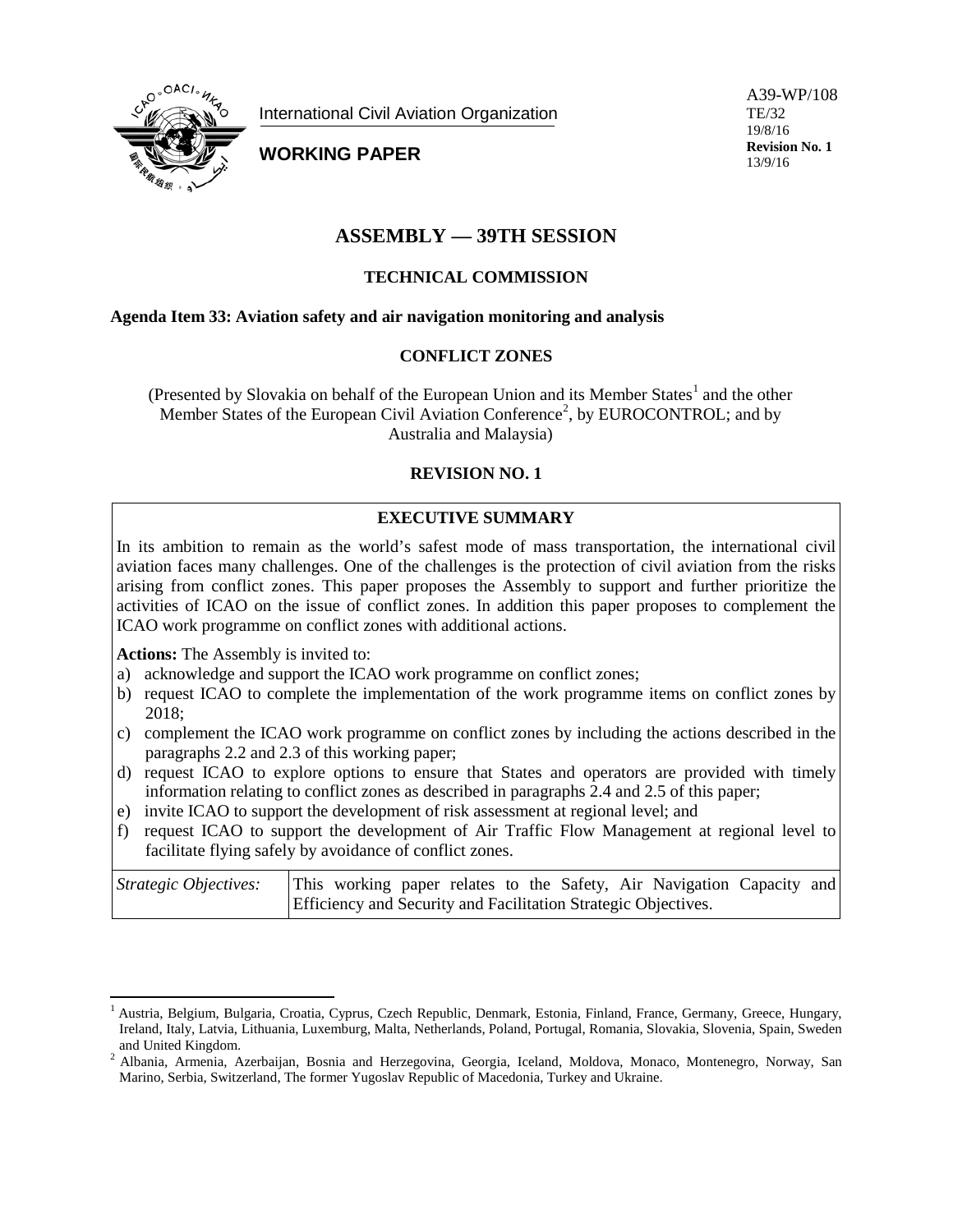International Civil Aviation Organization

**WORKING PAPER**

A39-WP/108
TE/32
19/8/16
**Revision No. 1**
13/9/16

# ASSEMBLY — 39TH SESSION

## TECHNICAL COMMISSION

**Agenda Item 33: Aviation safety and air navigation monitoring and analysis**

## CONFLICT ZONES

(Presented by Slovakia on behalf of the European Union and its Member States[1] and the other Member States of the European Civil Aviation Conference[2], by EUROCONTROL; and by Australia and Malaysia)

**REVISION NO. 1**

**EXECUTIVE SUMMARY**

In its ambition to remain as the world's safest mode of mass transportation, the international civil aviation faces many challenges. One of the challenges is the protection of civil aviation from the risks arising from conflict zones. This paper proposes the Assembly to support and further prioritize the activities of ICAO on the issue of conflict zones. In addition this paper proposes to complement the ICAO work programme on conflict zones with additional actions.

**Actions:** The Assembly is invited to:

a) acknowledge and support the ICAO work programme on conflict zones;
b) request ICAO to complete the implementation of the work programme items on conflict zones by 2018;
c) complement the ICAO work programme on conflict zones by including the actions described in the paragraphs 2.2 and 2.3 of this working paper;
d) request ICAO to explore options to ensure that States and operators are provided with timely information relating to conflict zones as described in paragraphs 2.4 and 2.5 of this paper;
e) invite ICAO to support the development of risk assessment at regional level; and
f) request ICAO to support the development of Air Traffic Flow Management at regional level to facilitate flying safely by avoidance of conflict zones.

| *Strategic Objectives:* | This working paper relates to the Safety, Air Navigation Capacity and Efficiency and Security and Facilitation Strategic Objectives. |
|---|---|

[1] Austria, Belgium, Bulgaria, Croatia, Cyprus, Czech Republic, Denmark, Estonia, Finland, France, Germany, Greece, Hungary, Ireland, Italy, Latvia, Lithuania, Luxemburg, Malta, Netherlands, Poland, Portugal, Romania, Slovakia, Slovenia, Spain, Sweden and United Kingdom.

[2] Albania, Armenia, Azerbaijan, Bosnia and Herzegovina, Georgia, Iceland, Moldova, Monaco, Montenegro, Norway, San Marino, Serbia, Switzerland, The former Yugoslav Republic of Macedonia, Turkey and Ukraine.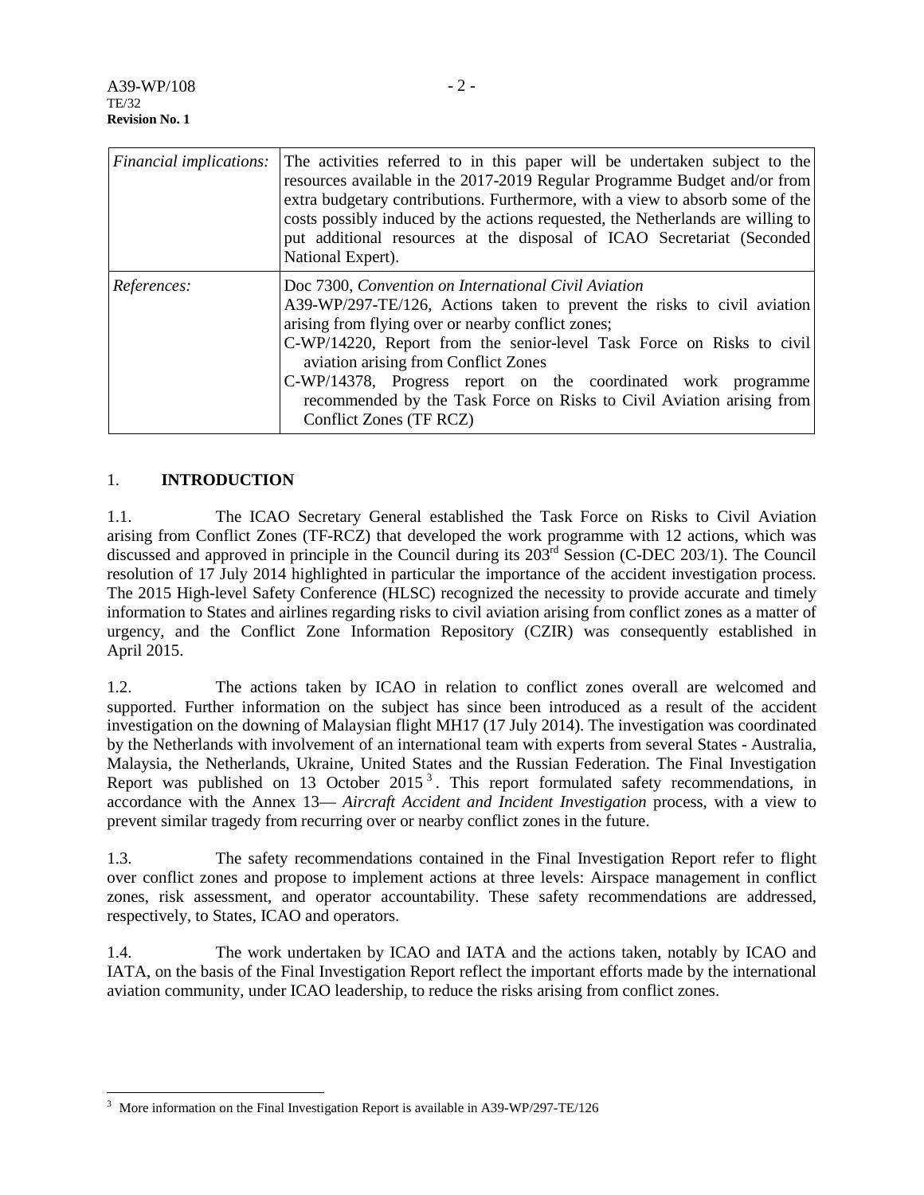| *Financial implications:* | The activities referred to in this paper will be undertaken subject to the resources available in the 2017-2019 Regular Programme Budget and/or from extra budgetary contributions. Furthermore, with a view to absorb some of the costs possibly induced by the actions requested, the Netherlands are willing to put additional resources at the disposal of ICAO Secretariat (Seconded National Expert). |
|---|---|
| *References:* | Doc 7300, *Convention on International Civil Aviation*<br>A39-WP/297-TE/126, Actions taken to prevent the risks to civil aviation arising from flying over or nearby conflict zones;<br>C-WP/14220, Report from the senior-level Task Force on Risks to civil aviation arising from Conflict Zones<br>C-WP/14378, Progress report on the coordinated work programme recommended by the Task Force on Risks to Civil Aviation arising from Conflict Zones (TF RCZ) |

## 1. INTRODUCTION

1.1. The ICAO Secretary General established the Task Force on Risks to Civil Aviation arising from Conflict Zones (TF-RCZ) that developed the work programme with 12 actions, which was discussed and approved in principle in the Council during its 203rd Session (C-DEC 203/1). The Council resolution of 17 July 2014 highlighted in particular the importance of the accident investigation process. The 2015 High-level Safety Conference (HLSC) recognized the necessity to provide accurate and timely information to States and airlines regarding risks to civil aviation arising from conflict zones as a matter of urgency, and the Conflict Zone Information Repository (CZIR) was consequently established in April 2015.

1.2. The actions taken by ICAO in relation to conflict zones overall are welcomed and supported. Further information on the subject has since been introduced as a result of the accident investigation on the downing of Malaysian flight MH17 (17 July 2014). The investigation was coordinated by the Netherlands with involvement of an international team with experts from several States - Australia, Malaysia, the Netherlands, Ukraine, United States and the Russian Federation. The Final Investigation Report was published on 13 October 2015[3]. This report formulated safety recommendations, in accordance with the Annex 13— *Aircraft Accident and Incident Investigation* process, with a view to prevent similar tragedy from recurring over or nearby conflict zones in the future.

1.3. The safety recommendations contained in the Final Investigation Report refer to flight over conflict zones and propose to implement actions at three levels: Airspace management in conflict zones, risk assessment, and operator accountability. These safety recommendations are addressed, respectively, to States, ICAO and operators.

1.4. The work undertaken by ICAO and IATA and the actions taken, notably by ICAO and IATA, on the basis of the Final Investigation Report reflect the important efforts made by the international aviation community, under ICAO leadership, to reduce the risks arising from conflict zones.

[3] More information on the Final Investigation Report is available in A39-WP/297-TE/126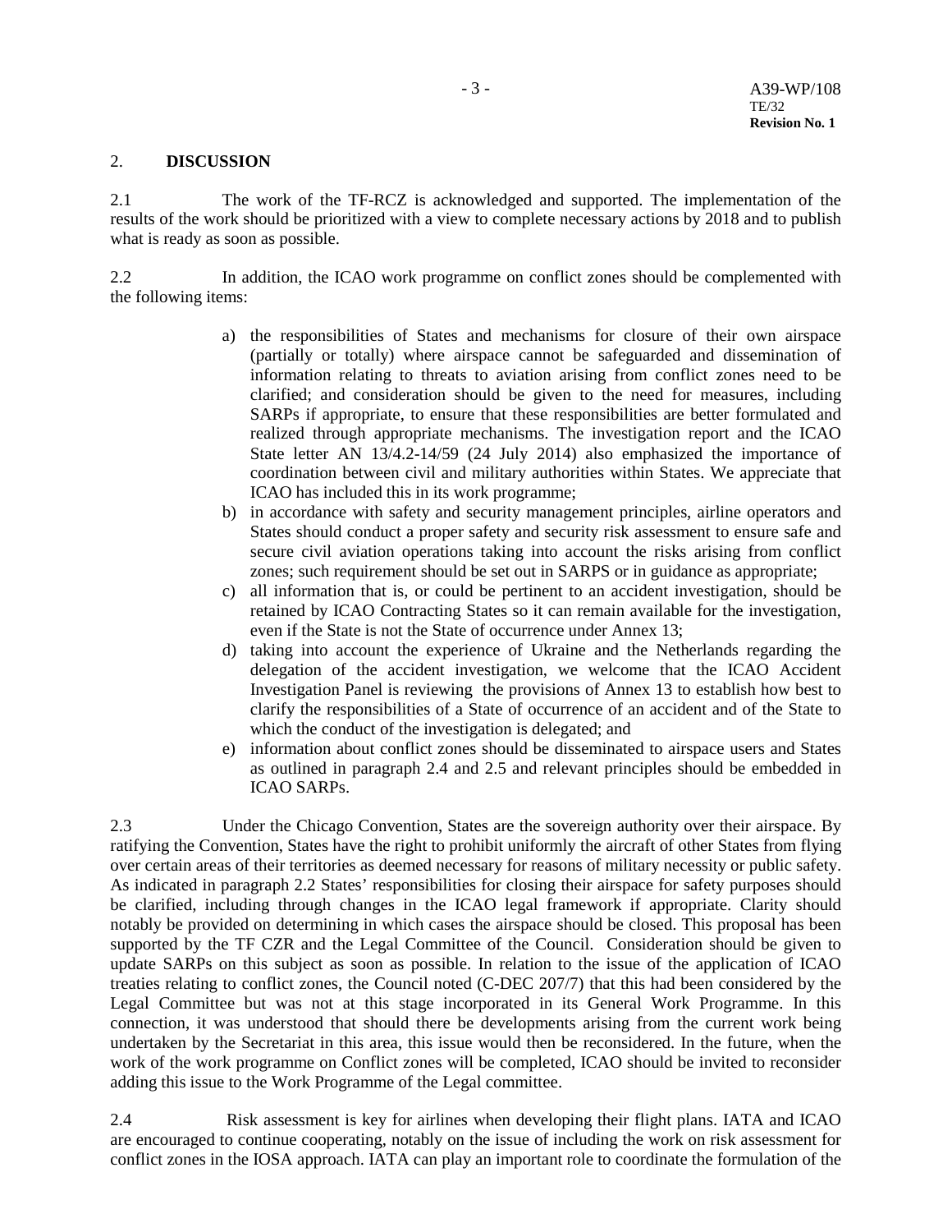## 2. DISCUSSION

2.1 The work of the TF-RCZ is acknowledged and supported. The implementation of the results of the work should be prioritized with a view to complete necessary actions by 2018 and to publish what is ready as soon as possible.

2.2 In addition, the ICAO work programme on conflict zones should be complemented with the following items:

a) the responsibilities of States and mechanisms for closure of their own airspace (partially or totally) where airspace cannot be safeguarded and dissemination of information relating to threats to aviation arising from conflict zones need to be clarified; and consideration should be given to the need for measures, including SARPs if appropriate, to ensure that these responsibilities are better formulated and realized through appropriate mechanisms. The investigation report and the ICAO State letter AN 13/4.2-14/59 (24 July 2014) also emphasized the importance of coordination between civil and military authorities within States. We appreciate that ICAO has included this in its work programme;
b) in accordance with safety and security management principles, airline operators and States should conduct a proper safety and security risk assessment to ensure safe and secure civil aviation operations taking into account the risks arising from conflict zones; such requirement should be set out in SARPS or in guidance as appropriate;
c) all information that is, or could be pertinent to an accident investigation, should be retained by ICAO Contracting States so it can remain available for the investigation, even if the State is not the State of occurrence under Annex 13;
d) taking into account the experience of Ukraine and the Netherlands regarding the delegation of the accident investigation, we welcome that the ICAO Accident Investigation Panel is reviewing the provisions of Annex 13 to establish how best to clarify the responsibilities of a State of occurrence of an accident and of the State to which the conduct of the investigation is delegated; and
e) information about conflict zones should be disseminated to airspace users and States as outlined in paragraph 2.4 and 2.5 and relevant principles should be embedded in ICAO SARPs.

2.3 Under the Chicago Convention, States are the sovereign authority over their airspace. By ratifying the Convention, States have the right to prohibit uniformly the aircraft of other States from flying over certain areas of their territories as deemed necessary for reasons of military necessity or public safety. As indicated in paragraph 2.2 States' responsibilities for closing their airspace for safety purposes should be clarified, including through changes in the ICAO legal framework if appropriate. Clarity should notably be provided on determining in which cases the airspace should be closed. This proposal has been supported by the TF CZR and the Legal Committee of the Council. Consideration should be given to update SARPs on this subject as soon as possible. In relation to the issue of the application of ICAO treaties relating to conflict zones, the Council noted (C-DEC 207/7) that this had been considered by the Legal Committee but was not at this stage incorporated in its General Work Programme. In this connection, it was understood that should there be developments arising from the current work being undertaken by the Secretariat in this area, this issue would then be reconsidered. In the future, when the work of the work programme on Conflict zones will be completed, ICAO should be invited to reconsider adding this issue to the Work Programme of the Legal committee.

2.4 Risk assessment is key for airlines when developing their flight plans. IATA and ICAO are encouraged to continue cooperating, notably on the issue of including the work on risk assessment for conflict zones in the IOSA approach. IATA can play an important role to coordinate the formulation of the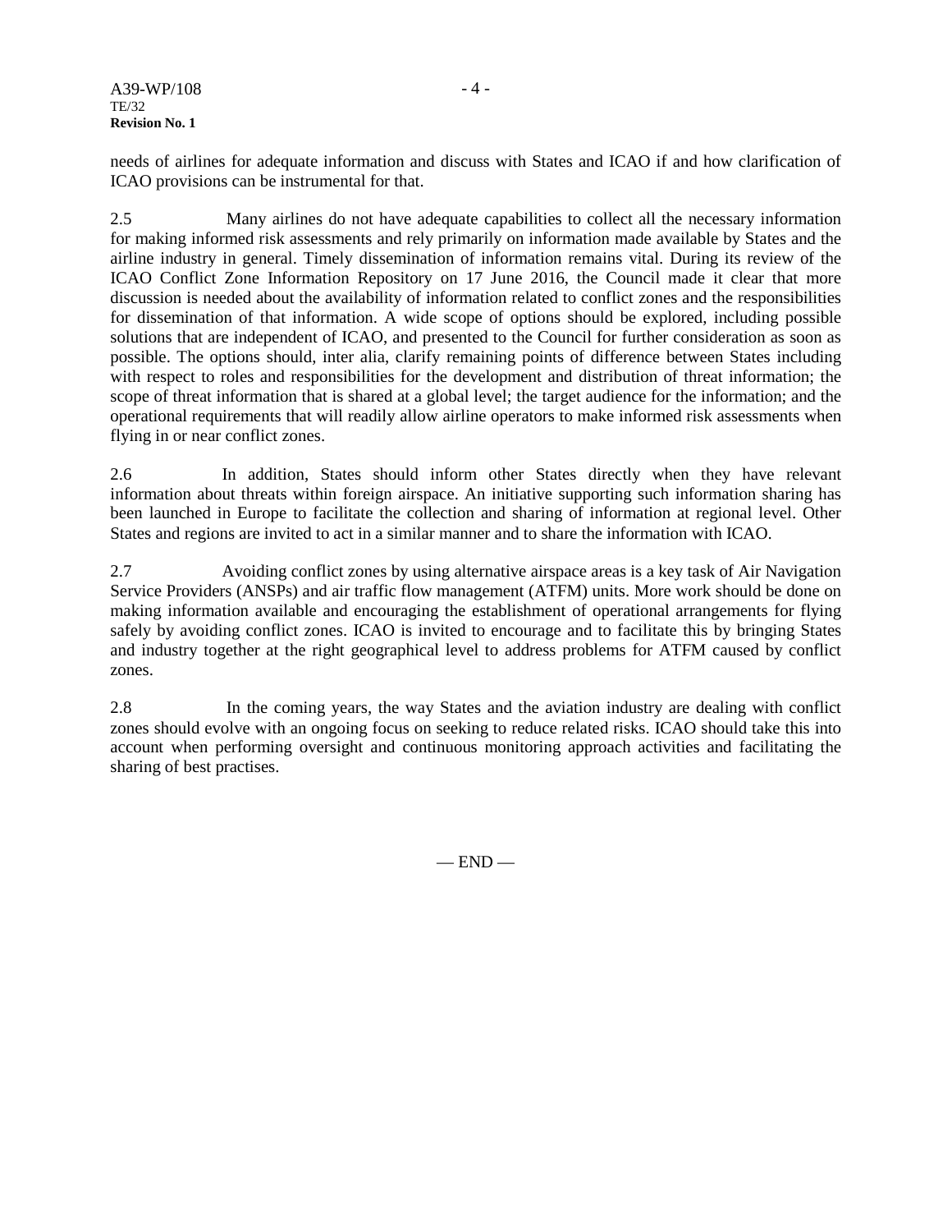needs of airlines for adequate information and discuss with States and ICAO if and how clarification of ICAO provisions can be instrumental for that.

2.5 Many airlines do not have adequate capabilities to collect all the necessary information for making informed risk assessments and rely primarily on information made available by States and the airline industry in general. Timely dissemination of information remains vital. During its review of the ICAO Conflict Zone Information Repository on 17 June 2016, the Council made it clear that more discussion is needed about the availability of information related to conflict zones and the responsibilities for dissemination of that information. A wide scope of options should be explored, including possible solutions that are independent of ICAO, and presented to the Council for further consideration as soon as possible. The options should, inter alia, clarify remaining points of difference between States including with respect to roles and responsibilities for the development and distribution of threat information; the scope of threat information that is shared at a global level; the target audience for the information; and the operational requirements that will readily allow airline operators to make informed risk assessments when flying in or near conflict zones.

2.6 In addition, States should inform other States directly when they have relevant information about threats within foreign airspace. An initiative supporting such information sharing has been launched in Europe to facilitate the collection and sharing of information at regional level. Other States and regions are invited to act in a similar manner and to share the information with ICAO.

2.7 Avoiding conflict zones by using alternative airspace areas is a key task of Air Navigation Service Providers (ANSPs) and air traffic flow management (ATFM) units. More work should be done on making information available and encouraging the establishment of operational arrangements for flying safely by avoiding conflict zones. ICAO is invited to encourage and to facilitate this by bringing States and industry together at the right geographical level to address problems for ATFM caused by conflict zones.

2.8 In the coming years, the way States and the aviation industry are dealing with conflict zones should evolve with an ongoing focus on seeking to reduce related risks. ICAO should take this into account when performing oversight and continuous monitoring approach activities and facilitating the sharing of best practises.

— END —